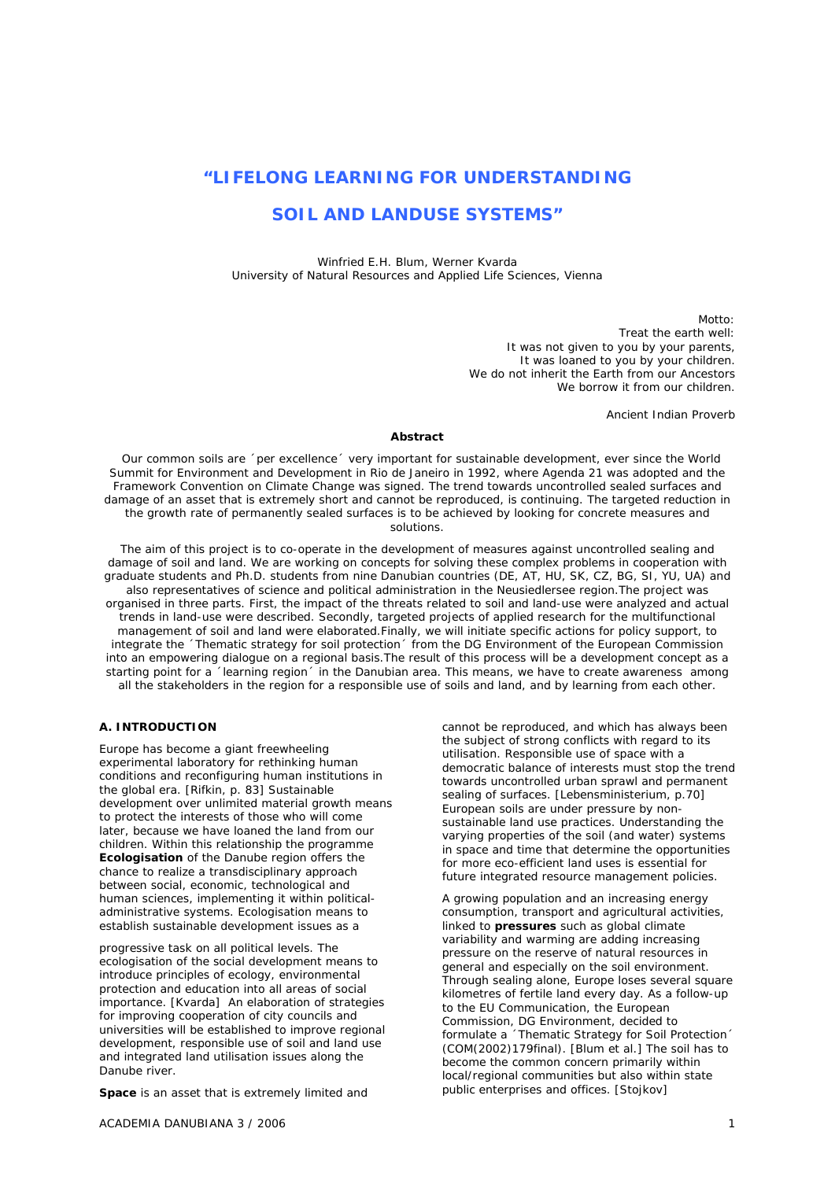# "LIFELONG LEARNING FOR UNDERSTANDING SOIL AND LANDUSE SYSTEMS"

Winfried E.H. Blum, Werner Kvarda
University of Natural Resources and Applied Life Sciences, Vienna

Motto:
Treat the earth well:
It was not given to you by your parents,
It was loaned to you by your children.
We do not inherit the Earth from our Ancestors
We borrow it from our children.

Ancient Indian Proverb

**Abstract**

Our common soils are ´per excellence´ very important for sustainable development, ever since the World Summit for Environment and Development in Rio de Janeiro in 1992, where Agenda 21 was adopted and the Framework Convention on Climate Change was signed. The trend towards uncontrolled sealed surfaces and damage of an asset that is extremely short and cannot be reproduced, is continuing. The targeted reduction in the growth rate of permanently sealed surfaces is to be achieved by looking for concrete measures and solutions.

The aim of this project is to co-operate in the development of measures against uncontrolled sealing and damage of soil and land. We are working on concepts for solving these complex problems in cooperation with graduate students and Ph.D. students from nine Danubian countries (DE, AT, HU, SK, CZ, BG, SI, YU, UA) and also representatives of science and political administration in the Neusiedlersee region.The project was organised in three parts. First, the impact of the threats related to soil and land-use were analyzed and actual trends in land-use were described. Secondly, targeted projects of applied research for the multifunctional management of soil and land were elaborated.Finally, we will initiate specific actions for policy support, to integrate the ´Thematic strategy for soil protection´ from the DG Environment of the European Commission into an empowering dialogue on a regional basis.The result of this process will be a development concept as a starting point for a ´learning region´ in the Danubian area. This means, we have to create awareness among all the stakeholders in the region for a responsible use of soils and land, and by learning from each other.

## A. INTRODUCTION

Europe has become a giant freewheeling experimental laboratory for rethinking human conditions and reconfiguring human institutions in the global era. [Rifkin, p. 83] Sustainable development over unlimited material growth means to protect the interests of those who will come later, because we have loaned the land from our children. Within this relationship the programme **Ecologisation** of the Danube region offers the chance to realize a transdisciplinary approach between social, economic, technological and human sciences, implementing it within political-administrative systems. Ecologisation means to establish sustainable development issues as a progressive task on all political levels. The ecologisation of the social development means to introduce principles of ecology, environmental protection and education into all areas of social importance. [Kvarda] An elaboration of strategies for improving cooperation of city councils and universities will be established to improve regional development, responsible use of soil and land use and integrated land utilisation issues along the Danube river.

**Space** is an asset that is extremely limited and cannot be reproduced, and which has always been the subject of strong conflicts with regard to its utilisation. Responsible use of space with a democratic balance of interests must stop the trend towards uncontrolled urban sprawl and permanent sealing of surfaces. [Lebensministerium, p.70] European soils are under pressure by non-sustainable land use practices. Understanding the varying properties of the soil (and water) systems in space and time that determine the opportunities for more eco-efficient land uses is essential for future integrated resource management policies.

A growing population and an increasing energy consumption, transport and agricultural activities, linked to **pressures** such as global climate variability and warming are adding increasing pressure on the reserve of natural resources in general and especially on the soil environment. Through sealing alone, Europe loses several square kilometres of fertile land every day. As a follow-up to the EU Communication, the European Commission, DG Environment, decided to formulate a ´Thematic Strategy for Soil Protection´ (COM(2002)179final). [Blum et al.] The soil has to become the common concern primarily within local/regional communities but also within state public enterprises and offices. [Stojkov]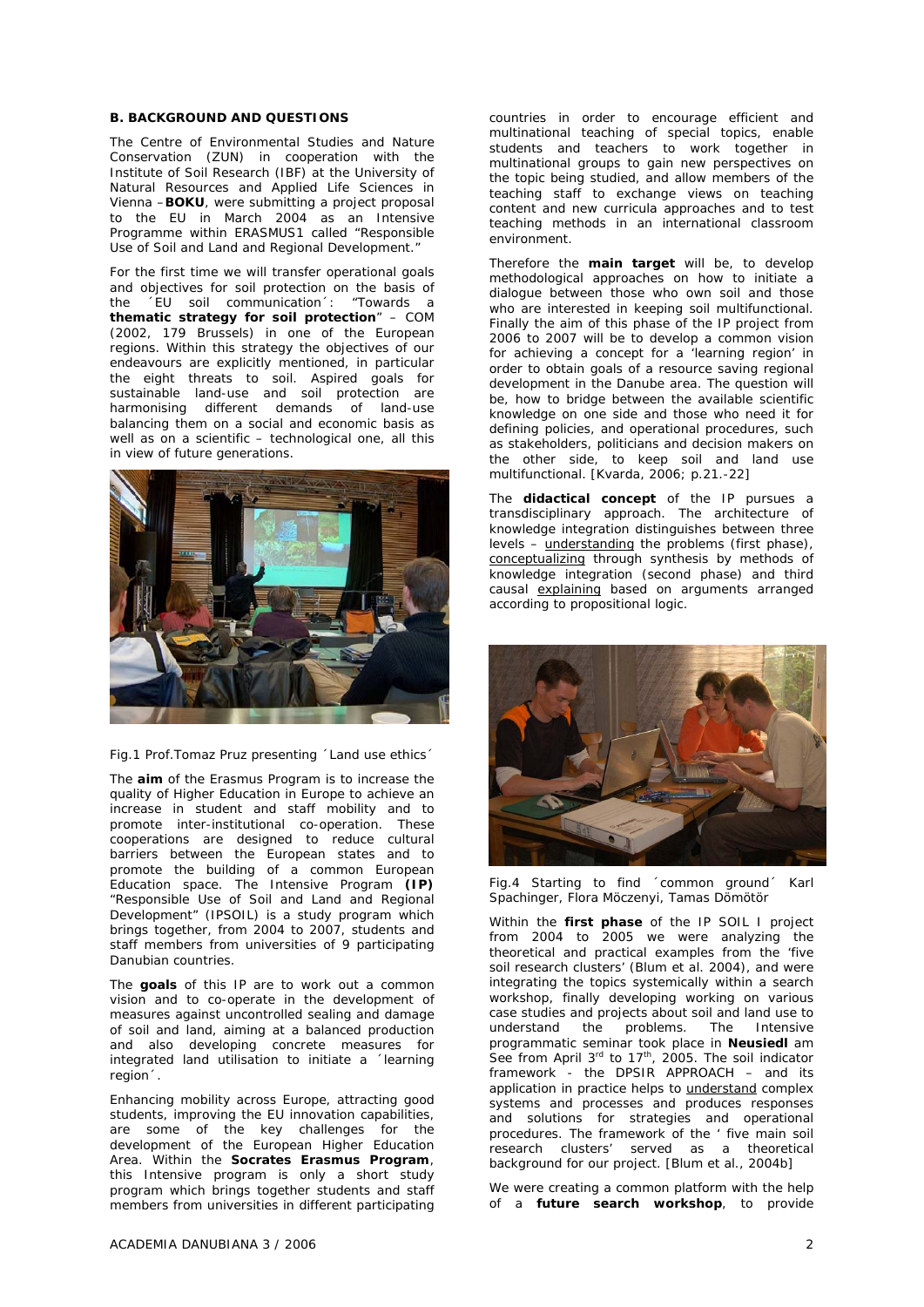**B. BACKGROUND AND QUESTIONS**

The Centre of Environmental Studies and Nature Conservation (ZUN) in cooperation with the Institute of Soil Research (IBF) at the University of Natural Resources and Applied Life Sciences in Vienna –**BOKU**, were submitting a project proposal to the EU in March 2004 as an Intensive Programme within ERASMUS1 called "Responsible Use of Soil and Land and Regional Development."

For the first time we will transfer operational goals and objectives for soil protection on the basis of the ´EU soil communication´: "Towards a **thematic strategy for soil protection**" – COM (2002, 179 Brussels) in one of the European regions. Within this strategy the objectives of our endeavours are explicitly mentioned, in particular the eight threats to soil. Aspired goals for sustainable land-use and soil protection are harmonising different demands of land-use balancing them on a social and economic basis as well as on a scientific – technological one, all this in view of future generations.

Fig.1 Prof.Tomaz Pruz presenting ´Land use ethics´

The **aim** of the Erasmus Program is to increase the quality of Higher Education in Europe to achieve an increase in student and staff mobility and to promote inter-institutional co-operation. These cooperations are designed to reduce cultural barriers between the European states and to promote the building of a common European Education space. The Intensive Program **(IP)** "Responsible Use of Soil and Land and Regional Development" (IPSOIL) is a study program which brings together, from 2004 to 2007, students and staff members from universities of 9 participating Danubian countries.

The **goals** of this IP are to work out a common vision and to co-operate in the development of measures against uncontrolled sealing and damage of soil and land, aiming at a balanced production and also developing concrete measures for integrated land utilisation to initiate a ´learning region´.

Enhancing mobility across Europe, attracting good students, improving the EU innovation capabilities, are some of the key challenges for the development of the European Higher Education Area. Within the **Socrates Erasmus Program**, this Intensive program is only a short study program which brings together students and staff members from universities in different participating countries in order to encourage efficient and multinational teaching of special topics, enable students and teachers to work together in multinational groups to gain new perspectives on the topic being studied, and allow members of the teaching staff to exchange views on teaching content and new curricula approaches and to test teaching methods in an international classroom environment.

Therefore the **main target** will be, to develop methodological approaches on how to initiate a dialogue between those who own soil and those who are interested in keeping soil multifunctional. Finally the aim of this phase of the IP project from 2006 to 2007 will be to develop a common vision for achieving a concept for a 'learning region' in order to obtain goals of a resource saving regional development in the Danube area. The question will be, how to bridge between the available scientific knowledge on one side and those who need it for defining policies, and operational procedures, such as stakeholders, politicians and decision makers on the other side, to keep soil and land use multifunctional. [Kvarda, 2006; p.21.-22]

The **didactical concept** of the IP pursues a transdisciplinary approach. The architecture of knowledge integration distinguishes between three levels – understanding the problems (first phase), conceptualizing through synthesis by methods of knowledge integration (second phase) and third causal explaining based on arguments arranged according to propositional logic.

Fig.4 Starting to find ´common ground´ Karl Spachinger, Flora Möczenyi, Tamas Dömötör

Within the **first phase** of the IP SOIL I project from 2004 to 2005 we were analyzing the theoretical and practical examples from the 'five soil research clusters' (Blum et al. 2004), and were integrating the topics systemically within a search workshop, finally developing working on various case studies and projects about soil and land use to understand the problems. The Intensive programmatic seminar took place in **Neusiedl** am See from April 3rd to 17th, 2005. The soil indicator framework - the DPSIR APPROACH – and its application in practice helps to understand complex systems and processes and produces responses and solutions for strategies and operational procedures. The framework of the ' five main soil research clusters' served as a theoretical background for our project. [Blum et al., 2004b]

We were creating a common platform with the help of a **future search workshop**, to provide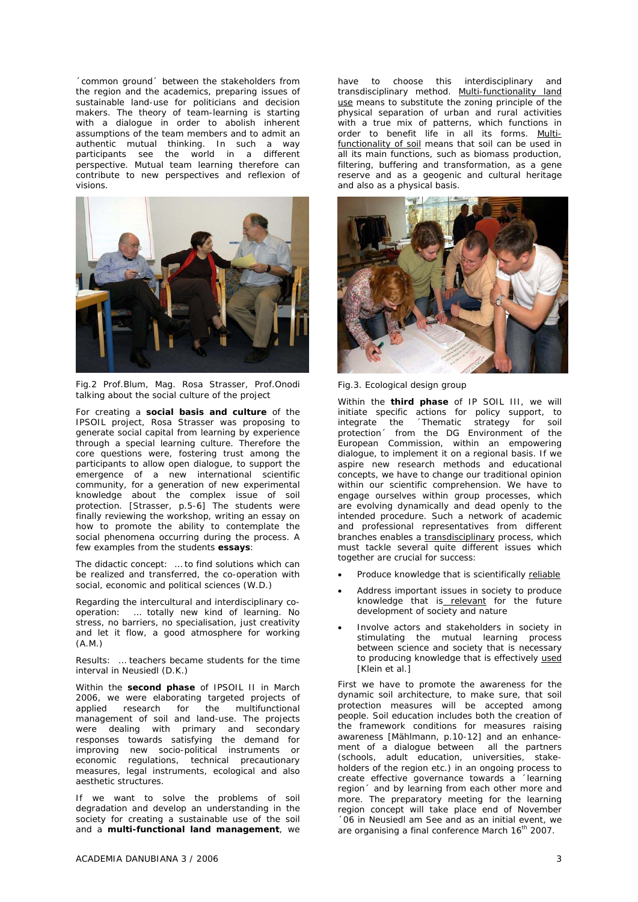´common ground´ between the stakeholders from the region and the academics, preparing issues of sustainable land-use for politicians and decision makers. The theory of team-learning is starting with a dialogue in order to abolish inherent assumptions of the team members and to admit an authentic mutual thinking. In such a way participants see the world in a different perspective. Mutual team learning therefore can contribute to new perspectives and reflexion of visions.

Fig.2 Prof.Blum, Mag. Rosa Strasser, Prof.Onodi talking about the social culture of the project

For creating a **social basis and culture** of the IPSOIL project, Rosa Strasser was proposing to generate social capital from learning by experience through a special learning culture. Therefore the core questions were, fostering trust among the participants to allow open dialogue, to support the emergence of a new international scientific community, for a generation of new experimental knowledge about the complex issue of soil protection. [Strasser, p.5-6] The students were finally reviewing the workshop, writing an essay on how to promote the ability to contemplate the social phenomena occurring during the process. A few examples from the students **essays**:

*The didactic concept: … to find solutions which can be realized and transferred, the co-operation with social, economic and political sciences (W.D.)*

*Regarding the intercultural and interdisciplinary co-operation: … totally new kind of learning. No stress, no barriers, no specialisation, just creativity and let it flow, a good atmosphere for working (A.M.)*

*Results: … teachers became students for the time interval in Neusiedl (D.K.)*

Within the **second phase** of IPSOIL II in March 2006, we were elaborating targeted projects of applied research for the multifunctional management of soil and land-use. The projects were dealing with primary and secondary responses towards satisfying the demand for improving new socio-political instruments or economic regulations, technical precautionary measures, legal instruments, ecological and also aesthetic structures.

If we want to solve the problems of soil degradation and develop an understanding in the society for creating a sustainable use of the soil and a **multi-functional land management**, we have to choose this interdisciplinary and transdisciplinary method. Multi-functionality land use means to substitute the zoning principle of the physical separation of urban and rural activities with a true mix of patterns, which functions in order to benefit life in all its forms. Multi-functionality of soil means that soil can be used in all its main functions, such as biomass production, filtering, buffering and transformation, as a gene reserve and as a geogenic and cultural heritage and also as a physical basis.

Fig.3. Ecological design group

Within the **third phase** of IP SOIL III, we will initiate specific actions for policy support, to integrate the ´Thematic strategy for soil protection´ from the DG Environment of the European Commission, within an empowering dialogue, to implement it on a regional basis. If we aspire new research methods and educational concepts, we have to change our traditional opinion within our scientific comprehension. We have to engage ourselves within group processes, which are evolving dynamically and dead openly to the intended procedure. Such a network of academic and professional representatives from different branches enables a transdisciplinary process, which must tackle several quite different issues which together are crucial for success:

- Produce knowledge that is scientifically reliable
- Address important issues in society to produce knowledge that is relevant for the future development of society and nature
- Involve actors and stakeholders in society in stimulating the mutual learning process between science and society that is necessary to producing knowledge that is effectively used [Klein et al.]

First we have to promote the awareness for the dynamic soil architecture, to make sure, that soil protection measures will be accepted among people. Soil education includes both the creation of the framework conditions for measures raising awareness [Mählmann, p.10-12] and an enhancement of a dialogue between all the partners (schools, adult education, universities, stakeholders of the region etc.) in an ongoing process to create effective governance towards a ´learning region´ and by learning from each other more and more. The preparatory meeting for the learning region concept will take place end of November ´06 in Neusiedl am See and as an initial event, we are organising a final conference March 16th 2007.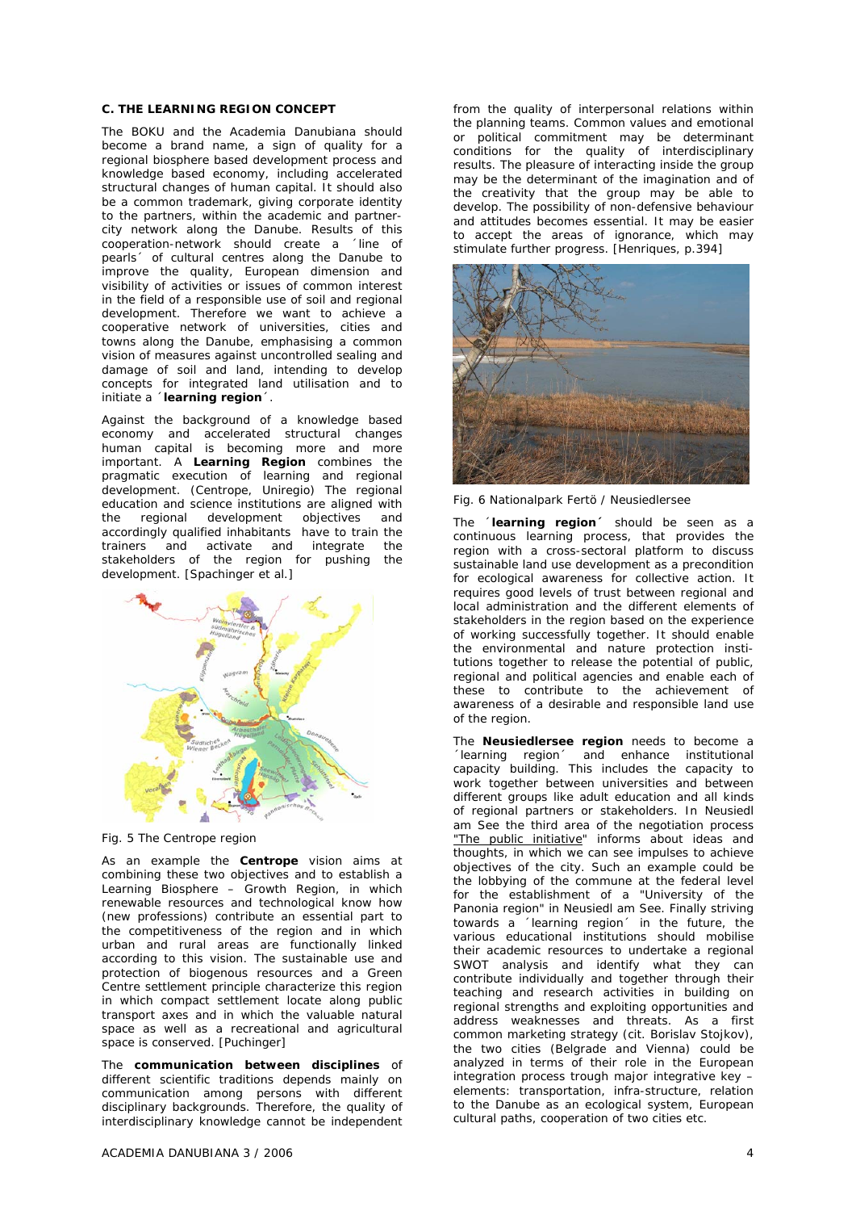### C. THE LEARNING REGION CONCEPT

The BOKU and the Academia Danubiana should become a brand name, a sign of quality for a regional biosphere based development process and knowledge based economy, including accelerated structural changes of human capital. It should also be a common trademark, giving corporate identity to the partners, within the academic and partner-city network along the Danube. Results of this cooperation-network should create a ´line of pearls´ of cultural centres along the Danube to improve the quality, European dimension and visibility of activities or issues of common interest in the field of a responsible use of soil and regional development. Therefore we want to achieve a cooperative network of universities, cities and towns along the Danube, emphasising a common vision of measures against uncontrolled sealing and damage of soil and land, intending to develop concepts for integrated land utilisation and to initiate a ´**learning region**´.

Against the background of a knowledge based economy and accelerated structural changes human capital is becoming more and more important. A **Learning Region** combines the pragmatic execution of learning and regional development. (Centrope, Uniregio) The regional education and science institutions are aligned with the regional development objectives and accordingly qualified inhabitants have to train the trainers and activate and integrate the stakeholders of the region for pushing the development. [Spachinger et al.]

Fig. 5 The Centrope region

As an example the **Centrope** vision aims at combining these two objectives and to establish a Learning Biosphere – Growth Region, in which renewable resources and technological know how (new professions) contribute an essential part to the competitiveness of the region and in which urban and rural areas are functionally linked according to this vision. The sustainable use and protection of biogenous resources and a Green Centre settlement principle characterize this region in which compact settlement locate along public transport axes and in which the valuable natural space as well as a recreational and agricultural space is conserved. [Puchinger]

The **communication between disciplines** of different scientific traditions depends mainly on communication among persons with different disciplinary backgrounds. Therefore, the quality of interdisciplinary knowledge cannot be independent from the quality of interpersonal relations within the planning teams. Common values and emotional or political commitment may be determinant conditions for the quality of interdisciplinary results. The pleasure of interacting inside the group may be the determinant of the imagination and of the creativity that the group may be able to develop. The possibility of non-defensive behaviour and attitudes becomes essential. It may be easier to accept the areas of ignorance, which may stimulate further progress. [Henriques, p.394]

Fig. 6 Nationalpark Fertö / Neusiedlersee

The ´**learning region**´ should be seen as a continuous learning process, that provides the region with a cross-sectoral platform to discuss sustainable land use development as a precondition for ecological awareness for collective action. It requires good levels of trust between regional and local administration and the different elements of stakeholders in the region based on the experience of working successfully together. It should enable the environmental and nature protection institutions together to release the potential of public, regional and political agencies and enable each of these to contribute to the achievement of awareness of a desirable and responsible land use of the region.

The **Neusiedlersee region** needs to become a ´learning region´ and enhance institutional capacity building. This includes the capacity to work together between universities and between different groups like adult education and all kinds of regional partners or stakeholders. In Neusiedl am See the third area of the negotiation process "The public initiative" informs about ideas and thoughts, in which we can see impulses to achieve objectives of the city. Such an example could be the lobbying of the commune at the federal level for the establishment of a "University of the Panonia region" in Neusiedl am See. Finally striving towards a ´learning region´ in the future, the various educational institutions should mobilise their academic resources to undertake a regional SWOT analysis and identify what they can contribute individually and together through their teaching and research activities in building on regional strengths and exploiting opportunities and address weaknesses and threats. As a first common marketing strategy (cit. Borislav Stojkov), the two cities (Belgrade and Vienna) could be analyzed in terms of their role in the European integration process trough major integrative key – elements: transportation, infra-structure, relation to the Danube as an ecological system, European cultural paths, cooperation of two cities etc.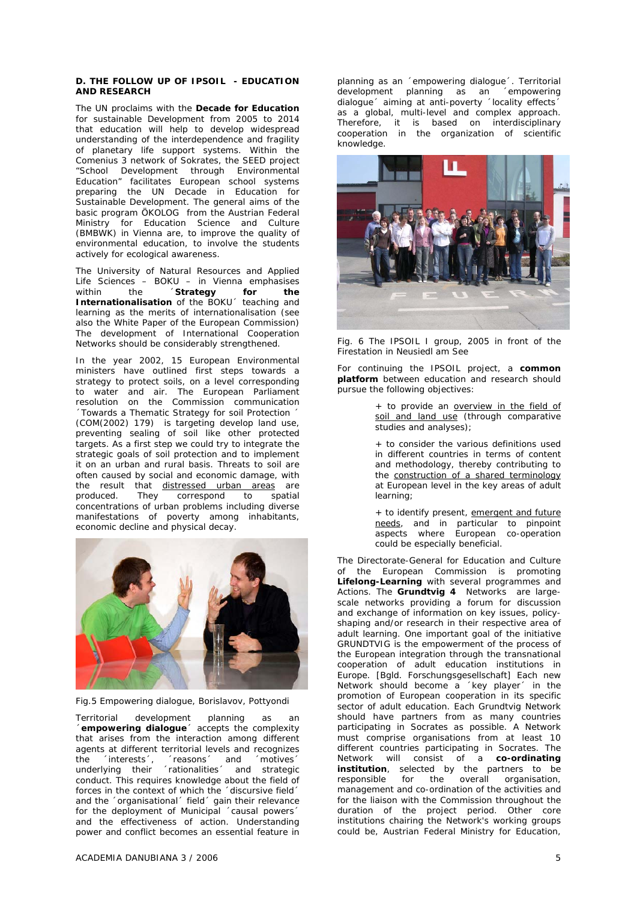## D. THE FOLLOW UP OF IPSOIL - EDUCATION AND RESEARCH

The UN proclaims with the **Decade for Education** for sustainable Development from 2005 to 2014 that education will help to develop widespread understanding of the interdependence and fragility of planetary life support systems. Within the Comenius 3 network of Sokrates, the SEED project "School Development through Environmental Education" facilitates European school systems preparing the UN Decade in Education for Sustainable Development. The general aims of the basic program ÖKOLOG from the Austrian Federal Ministry for Education Science and Culture (BMBWK) in Vienna are, to improve the quality of environmental education, to involve the students actively for ecological awareness.

The University of Natural Resources and Applied Life Sciences – BOKU – in Vienna emphasises within the ´**Strategy for the Internationalisation** of the BOKU´ teaching and learning as the merits of internationalisation (see also the White Paper of the European Commission) The development of International Cooperation Networks should be considerably strengthened.

In the year 2002, 15 European Environmental ministers have outlined first steps towards a strategy to protect soils, on a level corresponding to water and air. The European Parliament resolution on the Commission communication ´Towards a Thematic Strategy for soil Protection ´ (COM(2002) 179) is targeting develop land use, preventing sealing of soil like other protected targets. As a first step we could try to integrate the strategic goals of soil protection and to implement it on an urban and rural basis. Threats to soil are often caused by social and economic damage, with the result that distressed urban areas are produced. They correspond to spatial concentrations of urban problems including diverse manifestations of poverty among inhabitants, economic decline and physical decay.

Fig.5 Empowering dialogue, Borislavov, Pottyondi

Territorial development planning as an ´**empowering dialogue**´ accepts the complexity that arises from the interaction among different agents at different territorial levels and recognizes the ´interests´, ´reasons´ and ´motives´ underlying their ´rationalities´ and strategic conduct. This requires knowledge about the field of forces in the context of which the ´discursive field´ and the ´organisational´ field´ gain their relevance for the deployment of Municipal ´causal powers´ and the effectiveness of action. Understanding power and conflict becomes an essential feature in planning as an ´empowering dialogue´. Territorial development planning as an ´empowering dialogue´ aiming at anti-poverty ´locality effects´ as a global, multi-level and complex approach. Therefore, it is based on interdisciplinary cooperation in the organization of scientific knowledge.

Fig. 6 The IPSOIL I group, 2005 in front of the Firestation in Neusiedl am See

For continuing the IPSOIL project, a **common platform** between education and research should pursue the following objectives:

+ to provide an overview in the field of soil and land use (through comparative studies and analyses);

+ to consider the various definitions used in different countries in terms of content and methodology, thereby contributing to the construction of a shared terminology at European level in the key areas of adult learning;

+ to identify present, emergent and future needs, and in particular to pinpoint aspects where European co-operation could be especially beneficial.

The Directorate-General for Education and Culture of the European Commission is promoting **Lifelong-Learning** with several programmes and Actions. The **Grundtvig 4** Networks are large-scale networks providing a forum for discussion and exchange of information on key issues, policy-shaping and/or research in their respective area of adult learning. One important goal of the initiative GRUNDTVIG is the empowerment of the process of the European integration through the transnational cooperation of adult education institutions in Europe. [Bgld. Forschungsgesellschaft] Each new Network should become a ´key player´ in the promotion of European cooperation in its specific sector of adult education. Each Grundtvig Network should have partners from as many countries participating in Socrates as possible. A Network must comprise organisations from at least 10 different countries participating in Socrates. The Network will consist of a **co-ordinating institution**, selected by the partners to be responsible for the overall organisation, management and co-ordination of the activities and for the liaison with the Commission throughout the duration of the project period. Other core institutions chairing the Network's working groups could be, Austrian Federal Ministry for Education,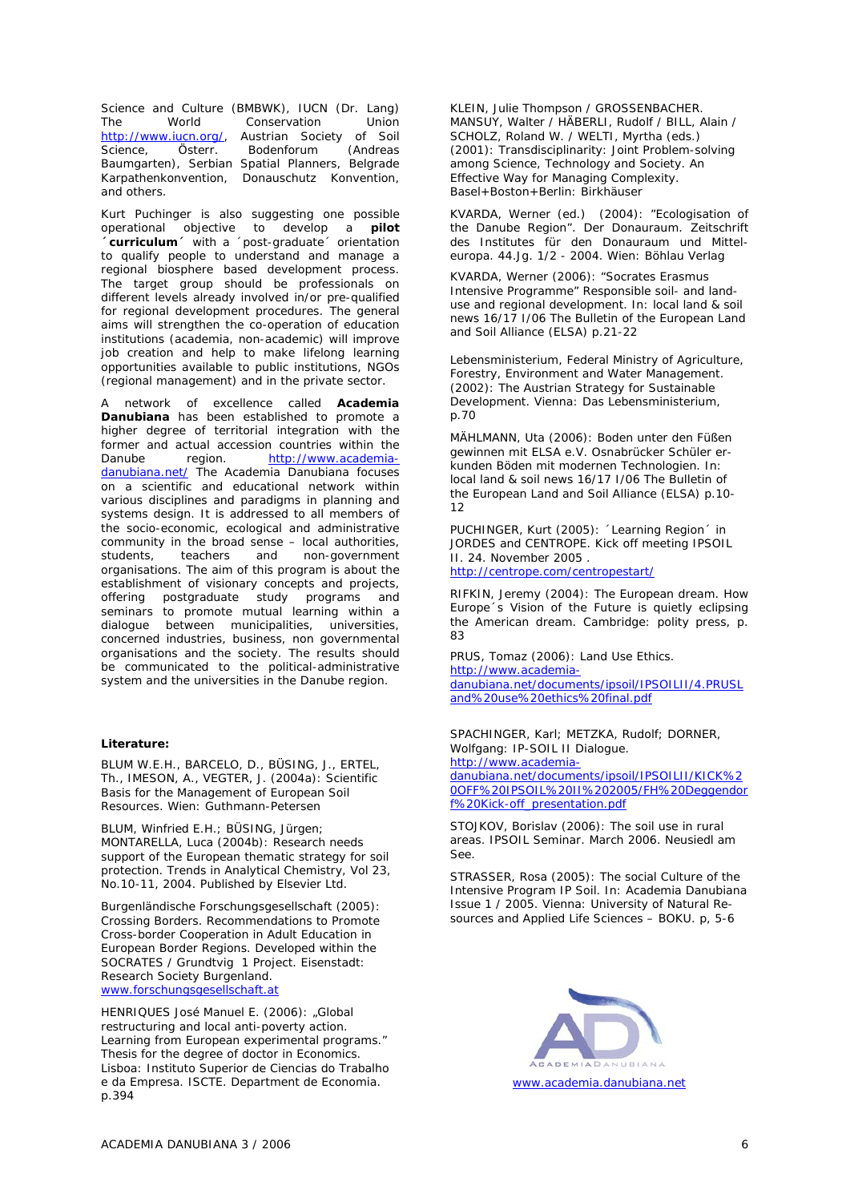Science and Culture (BMBWK), IUCN (Dr. Lang) The World Conservation Union http://www.iucn.org/, Austrian Society of Soil Science, Österr. Bodenforum (Andreas Baumgarten), Serbian Spatial Planners, Belgrade Karpathenkonvention, Donauschutz Konvention, and others.

Kurt Puchinger is also suggesting one possible operational objective to develop a **pilot ´curriculum´** with a ´post-graduate´ orientation to qualify people to understand and manage a regional biosphere based development process. The target group should be professionals on different levels already involved in/or pre-qualified for regional development procedures. The general aims will strengthen the co-operation of education institutions (academia, non-academic) will improve job creation and help to make lifelong learning opportunities available to public institutions, NGOs (regional management) and in the private sector.

A network of excellence called **Academia Danubiana** has been established to promote a higher degree of territorial integration with the former and actual accession countries within the Danube region. http://www.academia-danubiana.net/ The Academia Danubiana focuses on a scientific and educational network within various disciplines and paradigms in planning and systems design. It is addressed to all members of the socio-economic, ecological and administrative community in the broad sense – local authorities, students, teachers and non-government organisations. The aim of this program is about the establishment of visionary concepts and projects, offering postgraduate study programs and seminars to promote mutual learning within a dialogue between municipalities, universities, concerned industries, business, non governmental organisations and the society. The results should be communicated to the political-administrative system and the universities in the Danube region.

**Literature:**

BLUM W.E.H., BARCELO, D., BÜSING, J., ERTEL, Th., IMESON, A., VEGTER, J. (2004a): Scientific Basis for the Management of European Soil Resources. Wien: Guthmann-Petersen

BLUM, Winfried E.H.; BÜSING, Jürgen; MONTARELLA, Luca (2004b): Research needs support of the European thematic strategy for soil protection. Trends in Analytical Chemistry, Vol 23, No.10-11, 2004. Published by Elsevier Ltd.

Burgenländische Forschungsgesellschaft (2005): Crossing Borders. Recommendations to Promote Cross-border Cooperation in Adult Education in European Border Regions. Developed within the SOCRATES / Grundtvig 1 Project. Eisenstadt: Research Society Burgenland. www.forschungsgesellschaft.at

HENRIQUES José Manuel E. (2006): „Global restructuring and local anti-poverty action. Learning from European experimental programs." Thesis for the degree of doctor in Economics. Lisboa: Instituto Superior de Ciencias do Trabalho e da Empresa. ISCTE. Department de Economia. p.394

KLEIN, Julie Thompson / GROSSENBACHER. MANSUY, Walter / HÄBERLI, Rudolf / BILL, Alain / SCHOLZ, Roland W. / WELTI, Myrtha (eds.) (2001): Transdisciplinarity: Joint Problem-solving among Science, Technology and Society. An Effective Way for Managing Complexity. Basel+Boston+Berlin: Birkhäuser

KVARDA, Werner (ed.) (2004): "Ecologisation of the Danube Region". Der Donauraum. Zeitschrift des Institutes für den Donauraum und Mitteleuropa. 44.Jg. 1/2 - 2004. Wien: Böhlau Verlag

KVARDA, Werner (2006): "Socrates Erasmus Intensive Programme" Responsible soil- and land-use and regional development. In: local land & soil news 16/17 I/06 The Bulletin of the European Land and Soil Alliance (ELSA) p.21-22

Lebensministerium, Federal Ministry of Agriculture, Forestry, Environment and Water Management. (2002): The Austrian Strategy for Sustainable Development. Vienna: Das Lebensministerium, p.70

MÄHLMANN, Uta (2006): Boden unter den Füßen gewinnen mit ELSA e.V. Osnabrücker Schüler erkunden Böden mit modernen Technologien. In: local land & soil news 16/17 I/06 The Bulletin of the European Land and Soil Alliance (ELSA) p.10-12

PUCHINGER, Kurt (2005): ´Learning Region´ in JORDES and CENTROPE. Kick off meeting IPSOIL II. 24. November 2005 . http://centrope.com/centropestart/

RIFKIN, Jeremy (2004): The European dream. How Europe´s Vision of the Future is quietly eclipsing the American dream. Cambridge: polity press, p. 83

PRUS, Tomaz (2006): Land Use Ethics. http://www.academia-danubiana.net/documents/ipsoil/IPSOILII/4.PRUSL and%20use%20ethics%20final.pdf

SPACHINGER, Karl; METZKA, Rudolf; DORNER, Wolfgang: IP-SOIL II Dialogue. http://www.academia-danubiana.net/documents/ipsoil/IPSOILII/KICK%20OFF%20IPSOIL%20II%202005/FH%20Deggendorf%20Kick-off_presentation.pdf

STOJKOV, Borislav (2006): The soil use in rural areas. IPSOIL Seminar. March 2006. Neusiedl am See.

STRASSER, Rosa (2005): The social Culture of the Intensive Program IP Soil. In: Academia Danubiana Issue 1 / 2005. Vienna: University of Natural Resources and Applied Life Sciences – BOKU. p, 5-6

ACADEMIA DANUBIANA

www.academia.danubiana.net